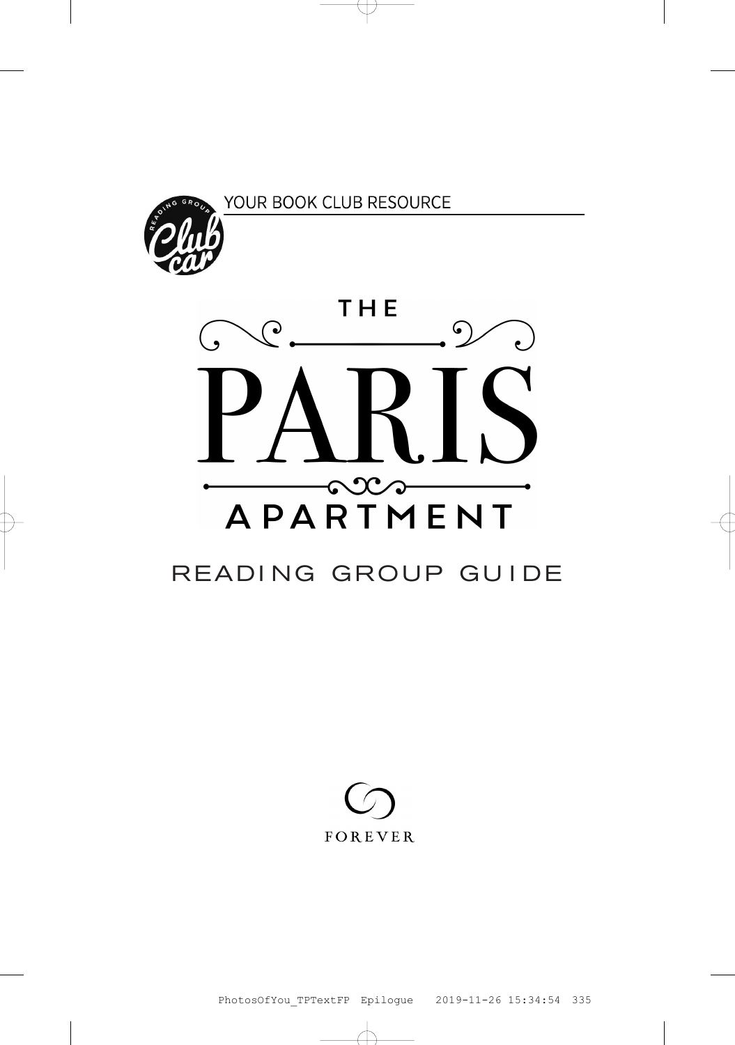YOUR BOOK CLUB RESOURCE

Reading Group Club car

# THE PARIS APARTMENT

## READING GROUP GUIDE

FOREVER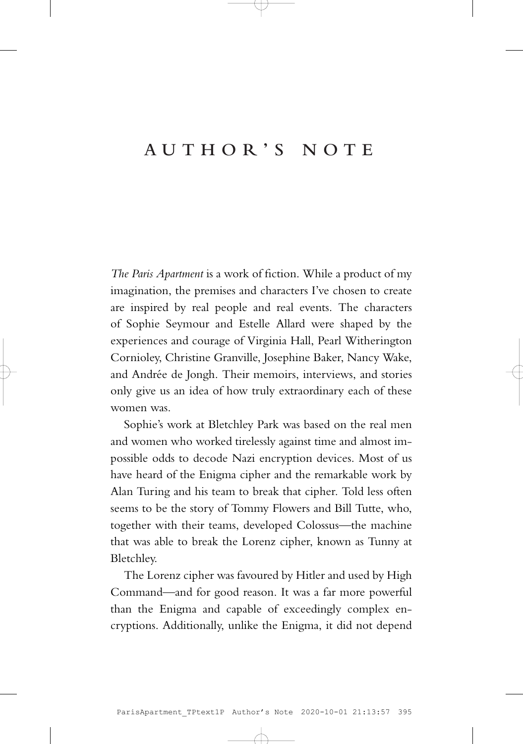# AUTHOR'S NOTE

*The Paris Apartment* is a work of fiction. While a product of my imagination, the premises and characters I've chosen to create are inspired by real people and real events. The characters of Sophie Seymour and Estelle Allard were shaped by the experiences and courage of Virginia Hall, Pearl Witherington Cornioley, Christine Granville, Josephine Baker, Nancy Wake, and Andrée de Jongh. Their memoirs, interviews, and stories only give us an idea of how truly extraordinary each of these women was.

Sophie's work at Bletchley Park was based on the real men and women who worked tirelessly against time and almost impossible odds to decode Nazi encryption devices. Most of us have heard of the Enigma cipher and the remarkable work by Alan Turing and his team to break that cipher. Told less often seems to be the story of Tommy Flowers and Bill Tutte, who, together with their teams, developed Colossus—the machine that was able to break the Lorenz cipher, known as Tunny at Bletchley.

The Lorenz cipher was favoured by Hitler and used by High Command—and for good reason. It was a far more powerful than the Enigma and capable of exceedingly complex encryptions. Additionally, unlike the Enigma, it did not depend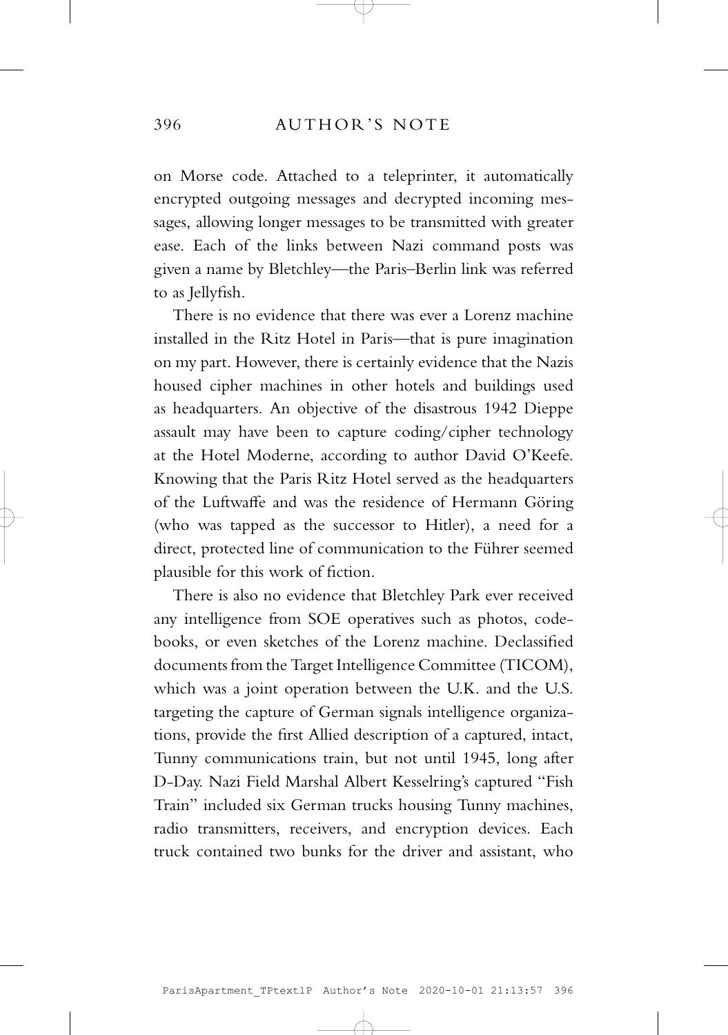on Morse code. Attached to a teleprinter, it automatically encrypted outgoing messages and decrypted incoming messages, allowing longer messages to be transmitted with greater ease. Each of the links between Nazi command posts was given a name by Bletchley—the Paris–Berlin link was referred to as Jellyfish.

There is no evidence that there was ever a Lorenz machine installed in the Ritz Hotel in Paris—that is pure imagination on my part. However, there is certainly evidence that the Nazis housed cipher machines in other hotels and buildings used as headquarters. An objective of the disastrous 1942 Dieppe assault may have been to capture coding/cipher technology at the Hotel Moderne, according to author David O'Keefe. Knowing that the Paris Ritz Hotel served as the headquarters of the Luftwaffe and was the residence of Hermann Göring (who was tapped as the successor to Hitler), a need for a direct, protected line of communication to the Führer seemed plausible for this work of fiction.

There is also no evidence that Bletchley Park ever received any intelligence from SOE operatives such as photos, codebooks, or even sketches of the Lorenz machine. Declassified documents from the Target Intelligence Committee (TICOM), which was a joint operation between the U.K. and the U.S. targeting the capture of German signals intelligence organizations, provide the first Allied description of a captured, intact, Tunny communications train, but not until 1945, long after D-Day. Nazi Field Marshal Albert Kesselring's captured "Fish Train" included six German trucks housing Tunny machines, radio transmitters, receivers, and encryption devices. Each truck contained two bunks for the driver and assistant, who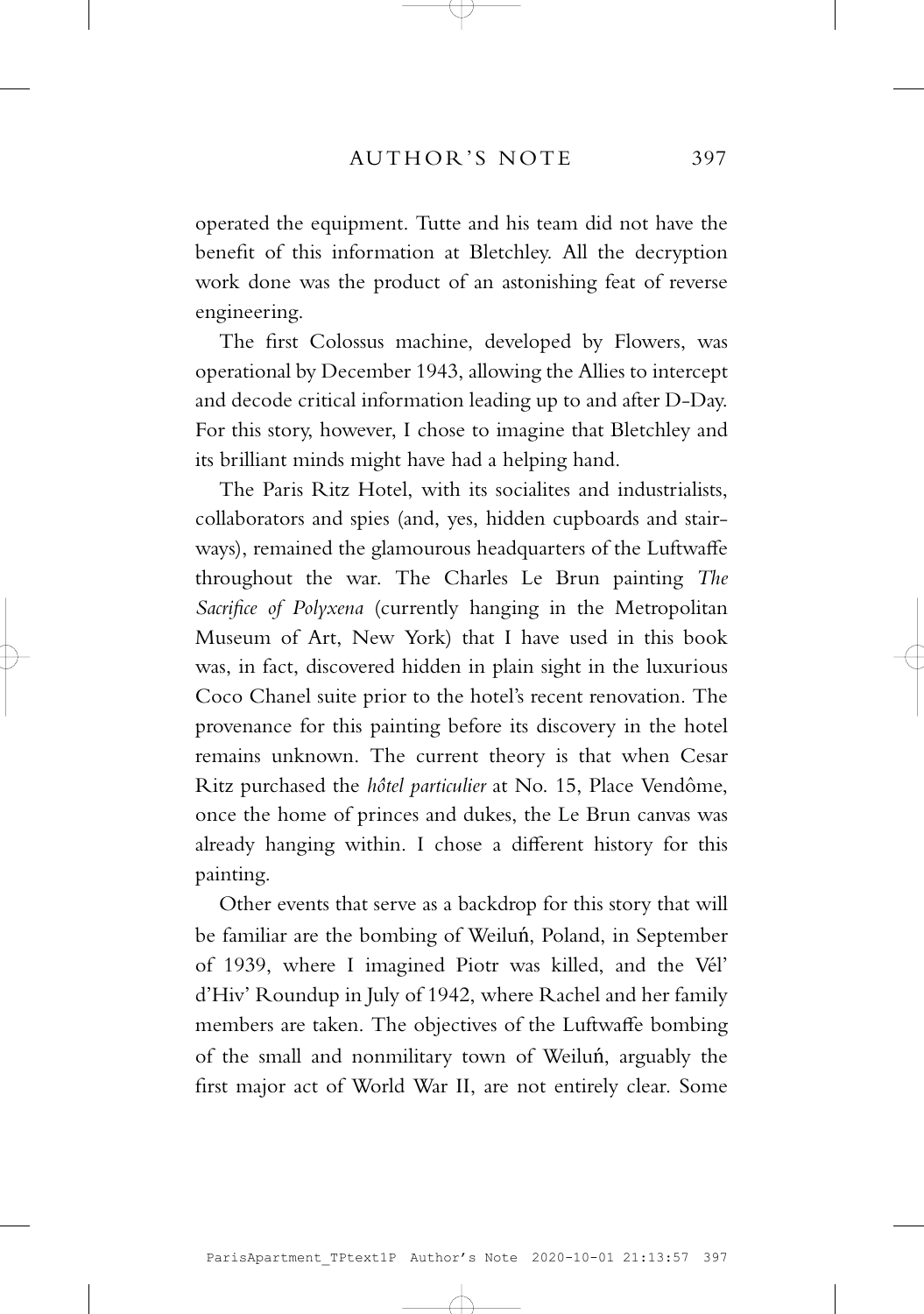operated the equipment. Tutte and his team did not have the benefit of this information at Bletchley. All the decryption work done was the product of an astonishing feat of reverse engineering.

The first Colossus machine, developed by Flowers, was operational by December 1943, allowing the Allies to intercept and decode critical information leading up to and after D-Day. For this story, however, I chose to imagine that Bletchley and its brilliant minds might have had a helping hand.

The Paris Ritz Hotel, with its socialites and industrialists, collaborators and spies (and, yes, hidden cupboards and stairways), remained the glamourous headquarters of the Luftwaffe throughout the war. The Charles Le Brun painting *The Sacrifice of Polyxena* (currently hanging in the Metropolitan Museum of Art, New York) that I have used in this book was, in fact, discovered hidden in plain sight in the luxurious Coco Chanel suite prior to the hotel's recent renovation. The provenance for this painting before its discovery in the hotel remains unknown. The current theory is that when Cesar Ritz purchased the *hôtel particulier* at No. 15, Place Vendôme, once the home of princes and dukes, the Le Brun canvas was already hanging within. I chose a different history for this painting.

Other events that serve as a backdrop for this story that will be familiar are the bombing of Weiluń, Poland, in September of 1939, where I imagined Piotr was killed, and the Vél' d'Hiv' Roundup in July of 1942, where Rachel and her family members are taken. The objectives of the Luftwaffe bombing of the small and nonmilitary town of Weiluń, arguably the first major act of World War II, are not entirely clear. Some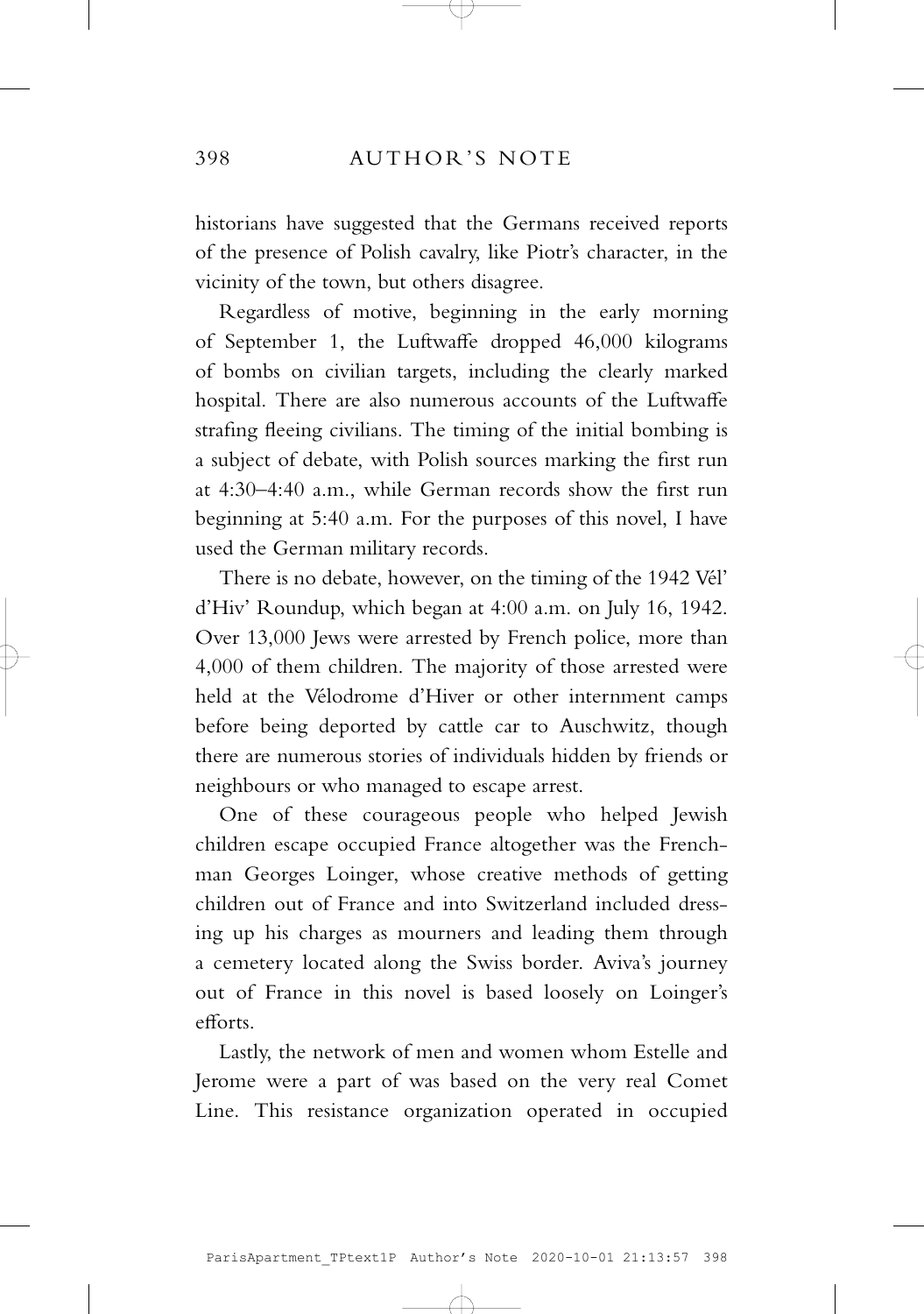historians have suggested that the Germans received reports of the presence of Polish cavalry, like Piotr's character, in the vicinity of the town, but others disagree.

Regardless of motive, beginning in the early morning of September 1, the Luftwaffe dropped 46,000 kilograms of bombs on civilian targets, including the clearly marked hospital. There are also numerous accounts of the Luftwaffe strafing fleeing civilians. The timing of the initial bombing is a subject of debate, with Polish sources marking the first run at 4:30–4:40 a.m., while German records show the first run beginning at 5:40 a.m. For the purposes of this novel, I have used the German military records.

There is no debate, however, on the timing of the 1942 Vél' d'Hiv' Roundup, which began at 4:00 a.m. on July 16, 1942. Over 13,000 Jews were arrested by French police, more than 4,000 of them children. The majority of those arrested were held at the Vélodrome d'Hiver or other internment camps before being deported by cattle car to Auschwitz, though there are numerous stories of individuals hidden by friends or neighbours or who managed to escape arrest.

One of these courageous people who helped Jewish children escape occupied France altogether was the Frenchman Georges Loinger, whose creative methods of getting children out of France and into Switzerland included dressing up his charges as mourners and leading them through a cemetery located along the Swiss border. Aviva's journey out of France in this novel is based loosely on Loinger's efforts.

Lastly, the network of men and women whom Estelle and Jerome were a part of was based on the very real Comet Line. This resistance organization operated in occupied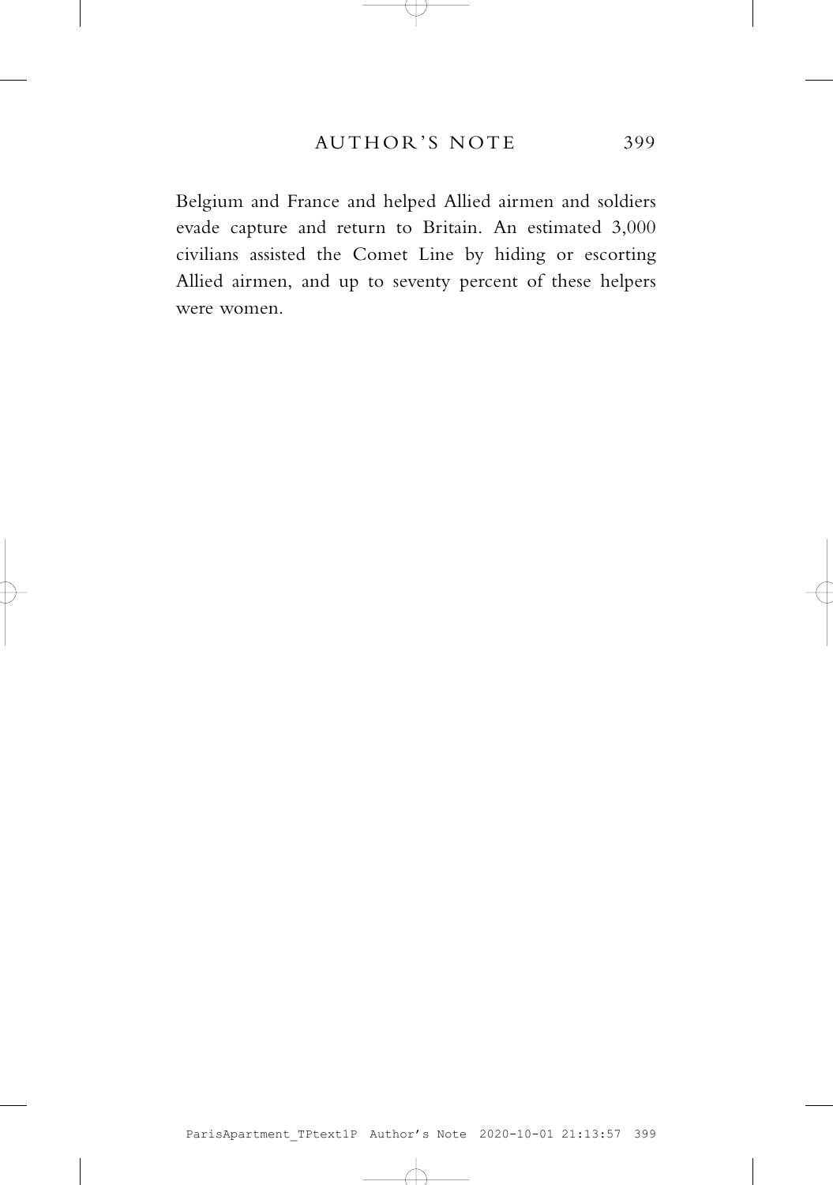Belgium and France and helped Allied airmen and soldiers evade capture and return to Britain. An estimated 3,000 civilians assisted the Comet Line by hiding or escorting Allied airmen, and up to seventy percent of these helpers were women.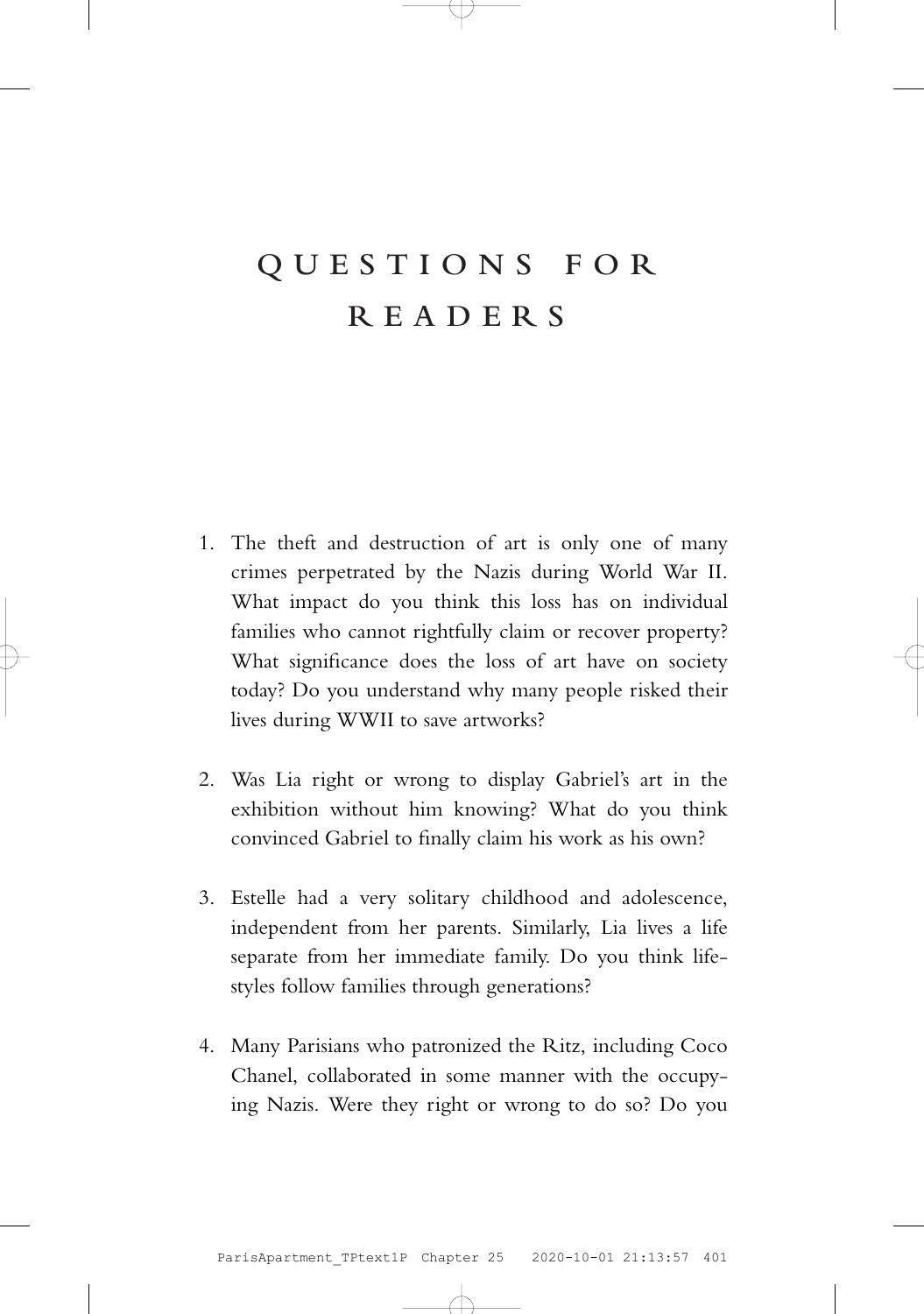# QUESTIONS FOR READERS

1. The theft and destruction of art is only one of many crimes perpetrated by the Nazis during World War II. What impact do you think this loss has on individual families who cannot rightfully claim or recover property? What significance does the loss of art have on society today? Do you understand why many people risked their lives during WWII to save artworks?

2. Was Lia right or wrong to display Gabriel's art in the exhibition without him knowing? What do you think convinced Gabriel to finally claim his work as his own?

3. Estelle had a very solitary childhood and adolescence, independent from her parents. Similarly, Lia lives a life separate from her immediate family. Do you think lifestyles follow families through generations?

4. Many Parisians who patronized the Ritz, including Coco Chanel, collaborated in some manner with the occupying Nazis. Were they right or wrong to do so? Do you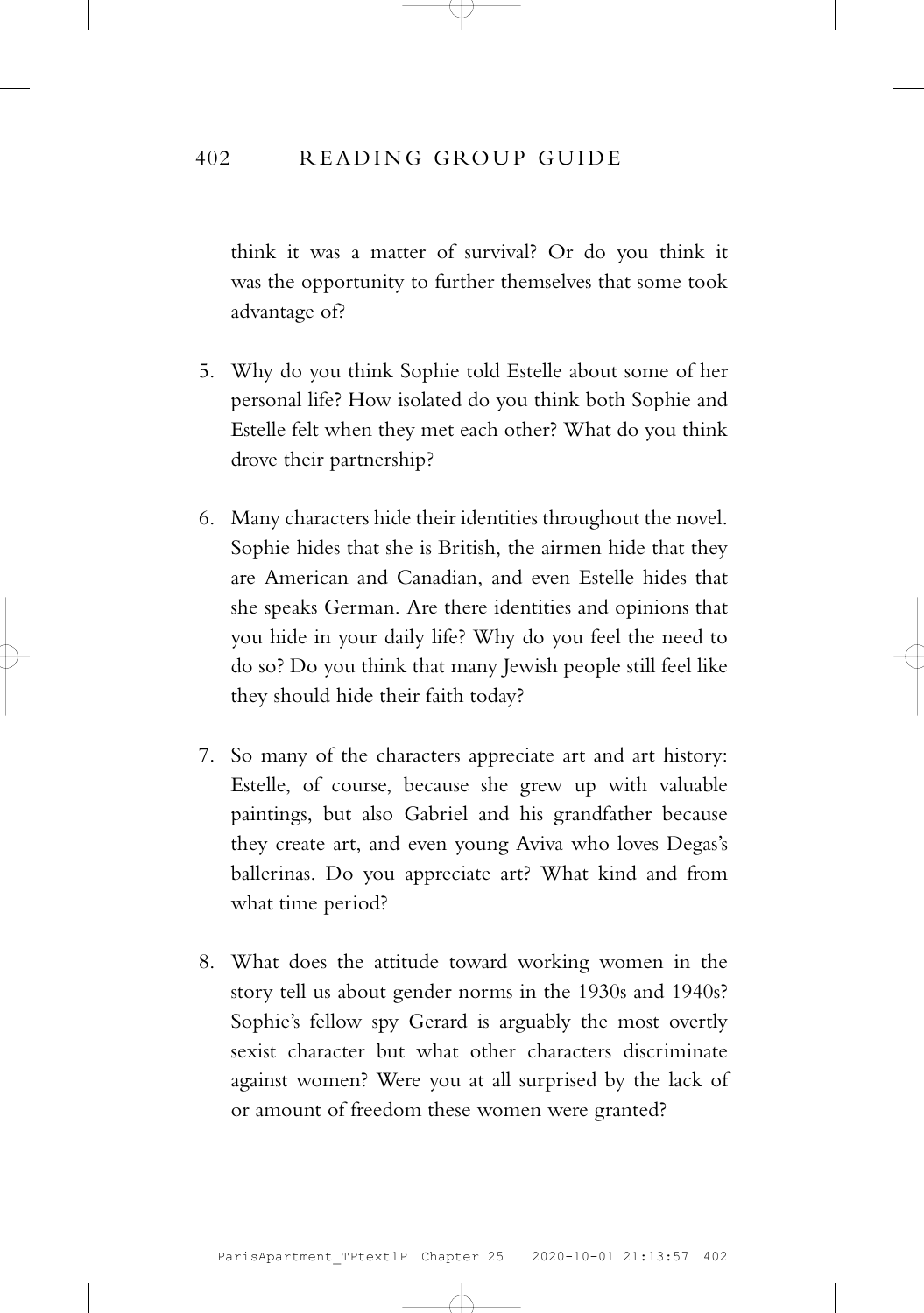think it was a matter of survival? Or do you think it was the opportunity to further themselves that some took advantage of?

5. Why do you think Sophie told Estelle about some of her personal life? How isolated do you think both Sophie and Estelle felt when they met each other? What do you think drove their partnership?

6. Many characters hide their identities throughout the novel. Sophie hides that she is British, the airmen hide that they are American and Canadian, and even Estelle hides that she speaks German. Are there identities and opinions that you hide in your daily life? Why do you feel the need to do so? Do you think that many Jewish people still feel like they should hide their faith today?

7. So many of the characters appreciate art and art history: Estelle, of course, because she grew up with valuable paintings, but also Gabriel and his grandfather because they create art, and even young Aviva who loves Degas's ballerinas. Do you appreciate art? What kind and from what time period?

8. What does the attitude toward working women in the story tell us about gender norms in the 1930s and 1940s? Sophie's fellow spy Gerard is arguably the most overtly sexist character but what other characters discriminate against women? Were you at all surprised by the lack of or amount of freedom these women were granted?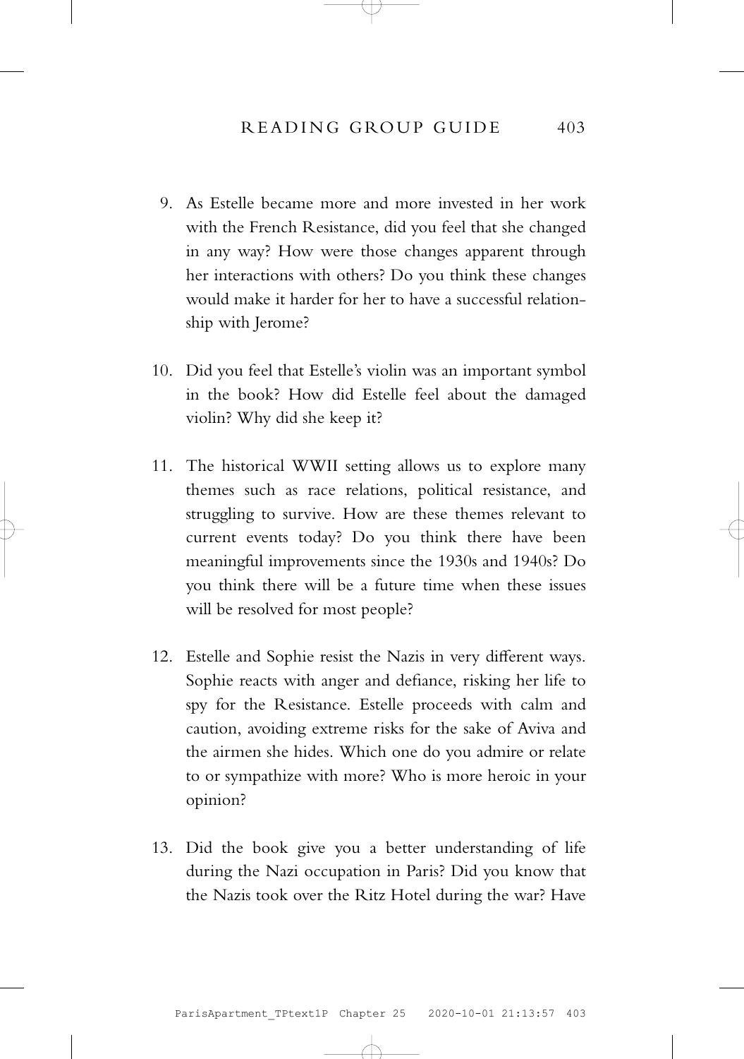9. As Estelle became more and more invested in her work with the French Resistance, did you feel that she changed in any way? How were those changes apparent through her interactions with others? Do you think these changes would make it harder for her to have a successful relationship with Jerome?

10. Did you feel that Estelle's violin was an important symbol in the book? How did Estelle feel about the damaged violin? Why did she keep it?

11. The historical WWII setting allows us to explore many themes such as race relations, political resistance, and struggling to survive. How are these themes relevant to current events today? Do you think there have been meaningful improvements since the 1930s and 1940s? Do you think there will be a future time when these issues will be resolved for most people?

12. Estelle and Sophie resist the Nazis in very different ways. Sophie reacts with anger and defiance, risking her life to spy for the Resistance. Estelle proceeds with calm and caution, avoiding extreme risks for the sake of Aviva and the airmen she hides. Which one do you admire or relate to or sympathize with more? Who is more heroic in your opinion?

13. Did the book give you a better understanding of life during the Nazi occupation in Paris? Did you know that the Nazis took over the Ritz Hotel during the war? Have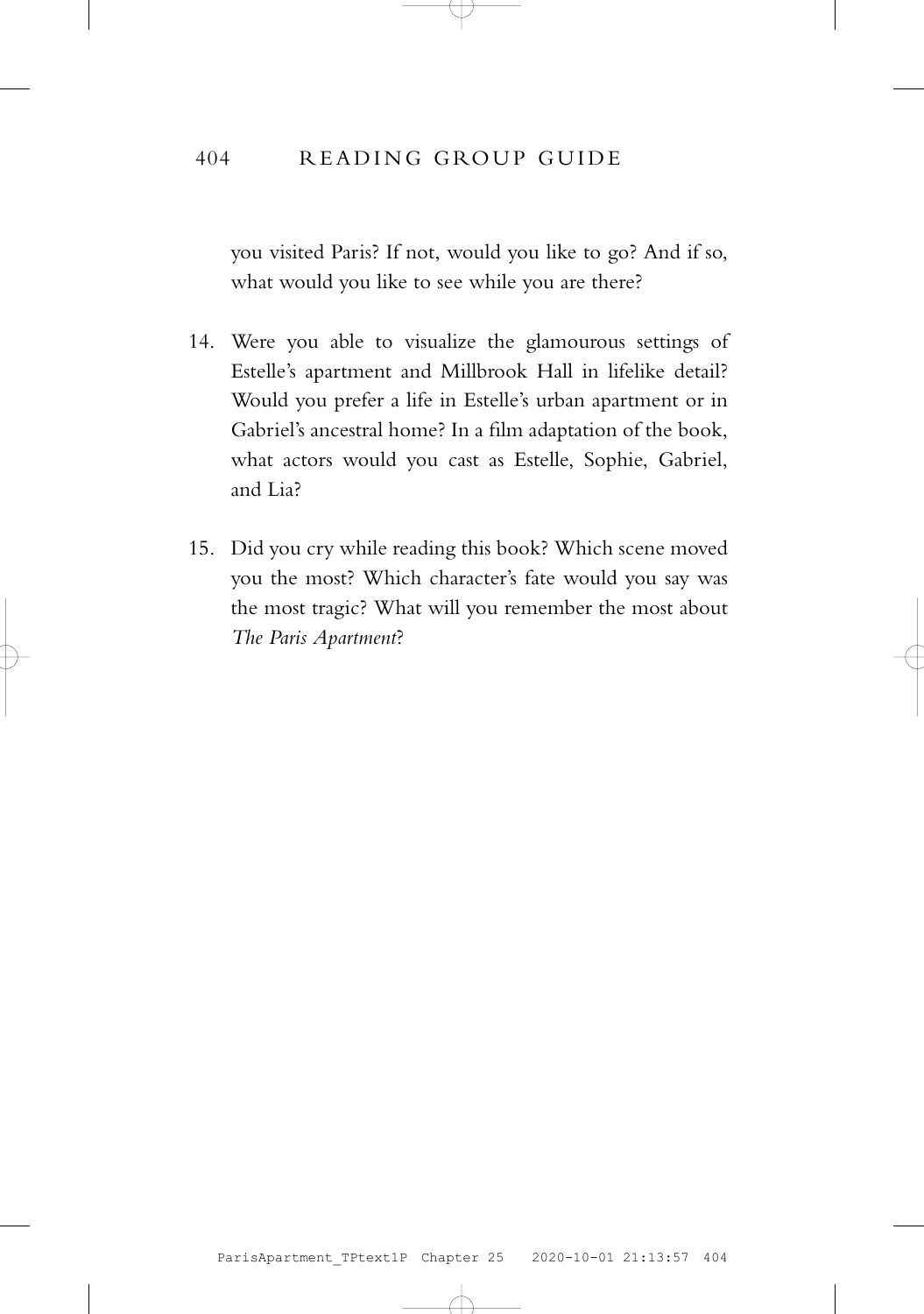you visited Paris? If not, would you like to go? And if so, what would you like to see while you are there?

14. Were you able to visualize the glamourous settings of Estelle's apartment and Millbrook Hall in lifelike detail? Would you prefer a life in Estelle's urban apartment or in Gabriel's ancestral home? In a film adaptation of the book, what actors would you cast as Estelle, Sophie, Gabriel, and Lia?

15. Did you cry while reading this book? Which scene moved you the most? Which character's fate would you say was the most tragic? What will you remember the most about *The Paris Apartment*?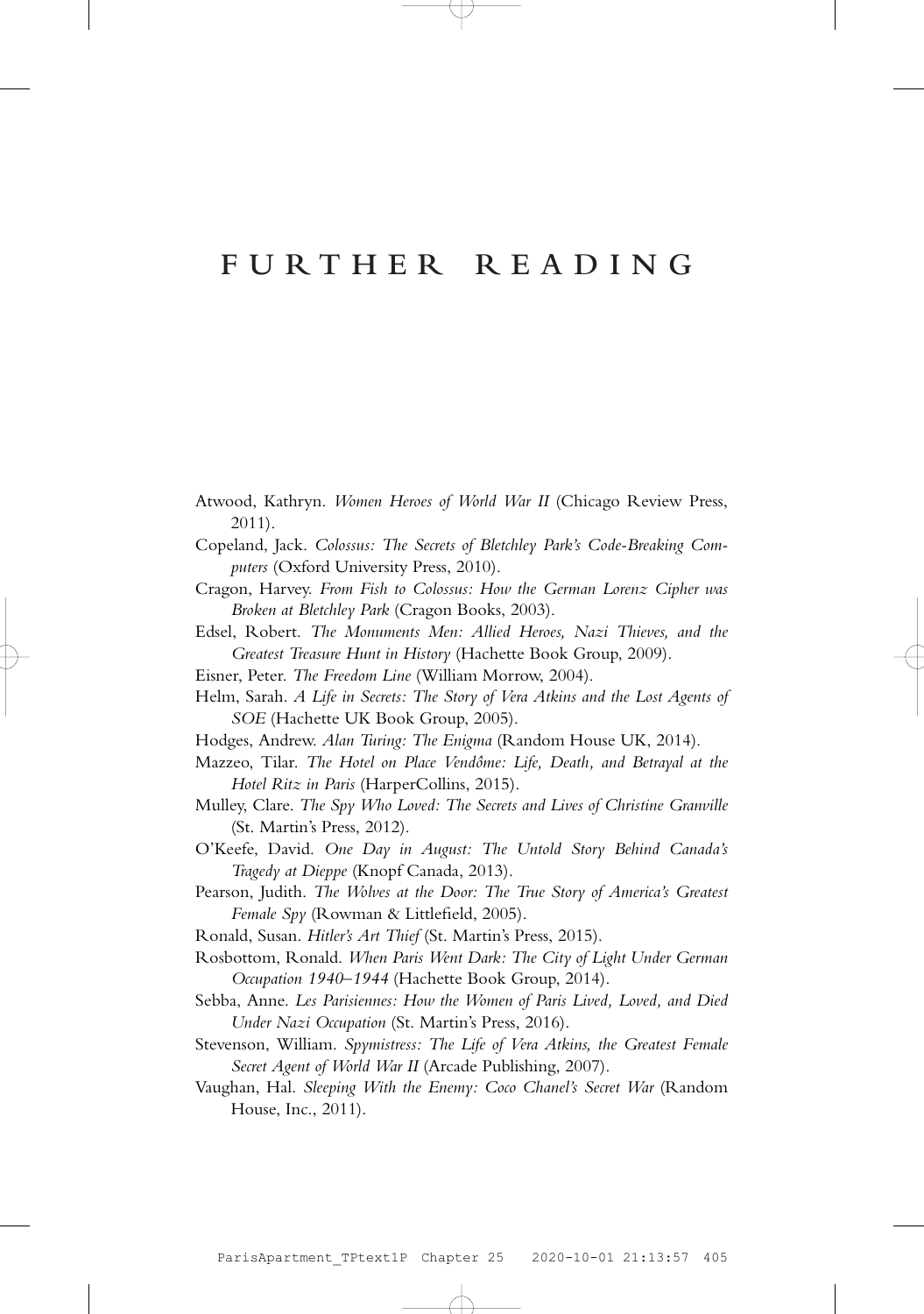# FURTHER READING

Atwood, Kathryn. *Women Heroes of World War II* (Chicago Review Press, 2011).

Copeland, Jack. *Colossus: The Secrets of Bletchley Park's Code-Breaking Computers* (Oxford University Press, 2010).

Cragon, Harvey. *From Fish to Colossus: How the German Lorenz Cipher was Broken at Bletchley Park* (Cragon Books, 2003).

Edsel, Robert. *The Monuments Men: Allied Heroes, Nazi Thieves, and the Greatest Treasure Hunt in History* (Hachette Book Group, 2009).

Eisner, Peter. *The Freedom Line* (William Morrow, 2004).

Helm, Sarah. *A Life in Secrets: The Story of Vera Atkins and the Lost Agents of SOE* (Hachette UK Book Group, 2005).

Hodges, Andrew. *Alan Turing: The Enigma* (Random House UK, 2014).

Mazzeo, Tilar. *The Hotel on Place Vendôme: Life, Death, and Betrayal at the Hotel Ritz in Paris* (HarperCollins, 2015).

Mulley, Clare. *The Spy Who Loved: The Secrets and Lives of Christine Granville* (St. Martin's Press, 2012).

O'Keefe, David. *One Day in August: The Untold Story Behind Canada's Tragedy at Dieppe* (Knopf Canada, 2013).

Pearson, Judith. *The Wolves at the Door: The True Story of America's Greatest Female Spy* (Rowman & Littlefield, 2005).

Ronald, Susan. *Hitler's Art Thief* (St. Martin's Press, 2015).

Rosbottom, Ronald. *When Paris Went Dark: The City of Light Under German Occupation 1940–1944* (Hachette Book Group, 2014).

Sebba, Anne. *Les Parisiennes: How the Women of Paris Lived, Loved, and Died Under Nazi Occupation* (St. Martin's Press, 2016).

Stevenson, William. *Spymistress: The Life of Vera Atkins, the Greatest Female Secret Agent of World War II* (Arcade Publishing, 2007).

Vaughan, Hal. *Sleeping With the Enemy: Coco Chanel's Secret War* (Random House, Inc., 2011).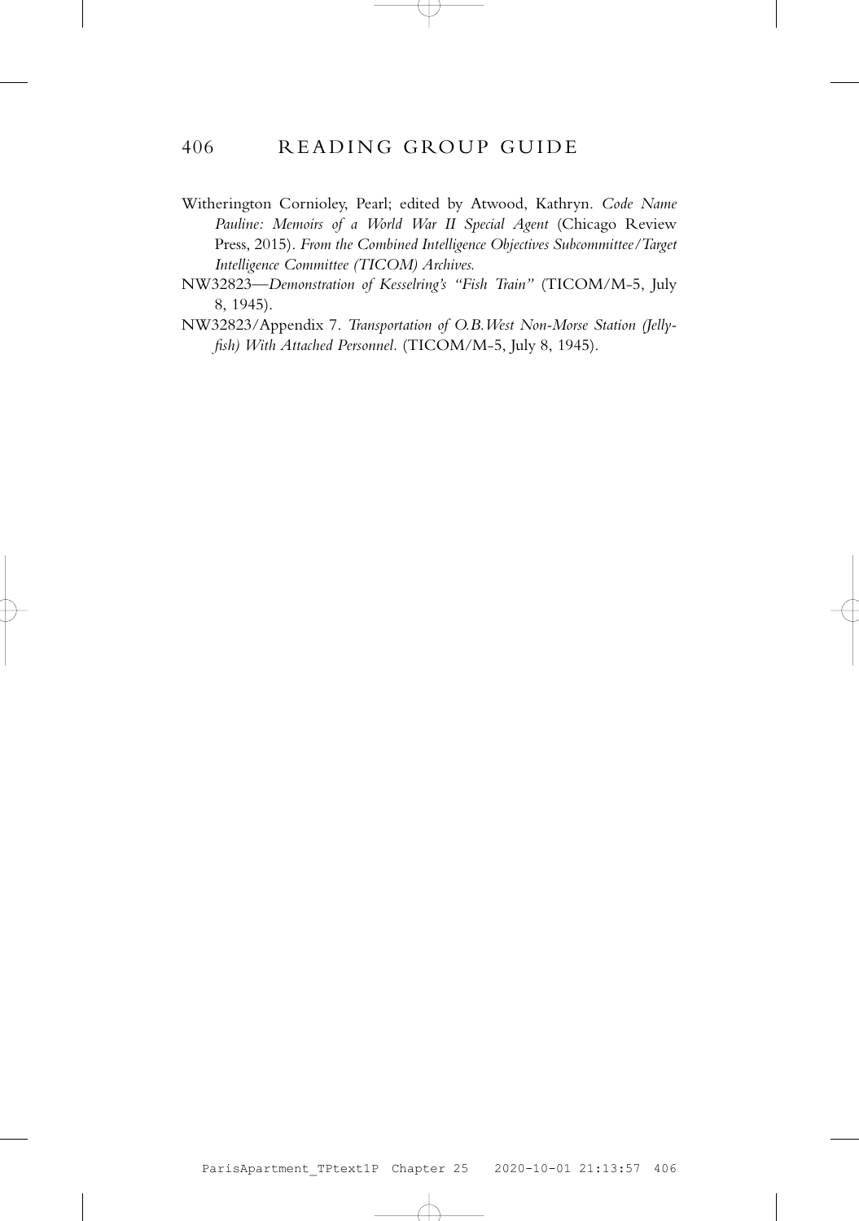Witherington Cornioley, Pearl; edited by Atwood, Kathryn. *Code Name Pauline: Memoirs of a World War II Special Agent* (Chicago Review Press, 2015). *From the Combined Intelligence Objectives Subcommittee/Target Intelligence Committee (TICOM) Archives.*

NW32823—*Demonstration of Kesselring's "Fish Train"* (TICOM/M-5, July 8, 1945).

NW32823/Appendix 7. *Transportation of O.B.West Non-Morse Station (Jellyfish) With Attached Personnel.* (TICOM/M-5, July 8, 1945).